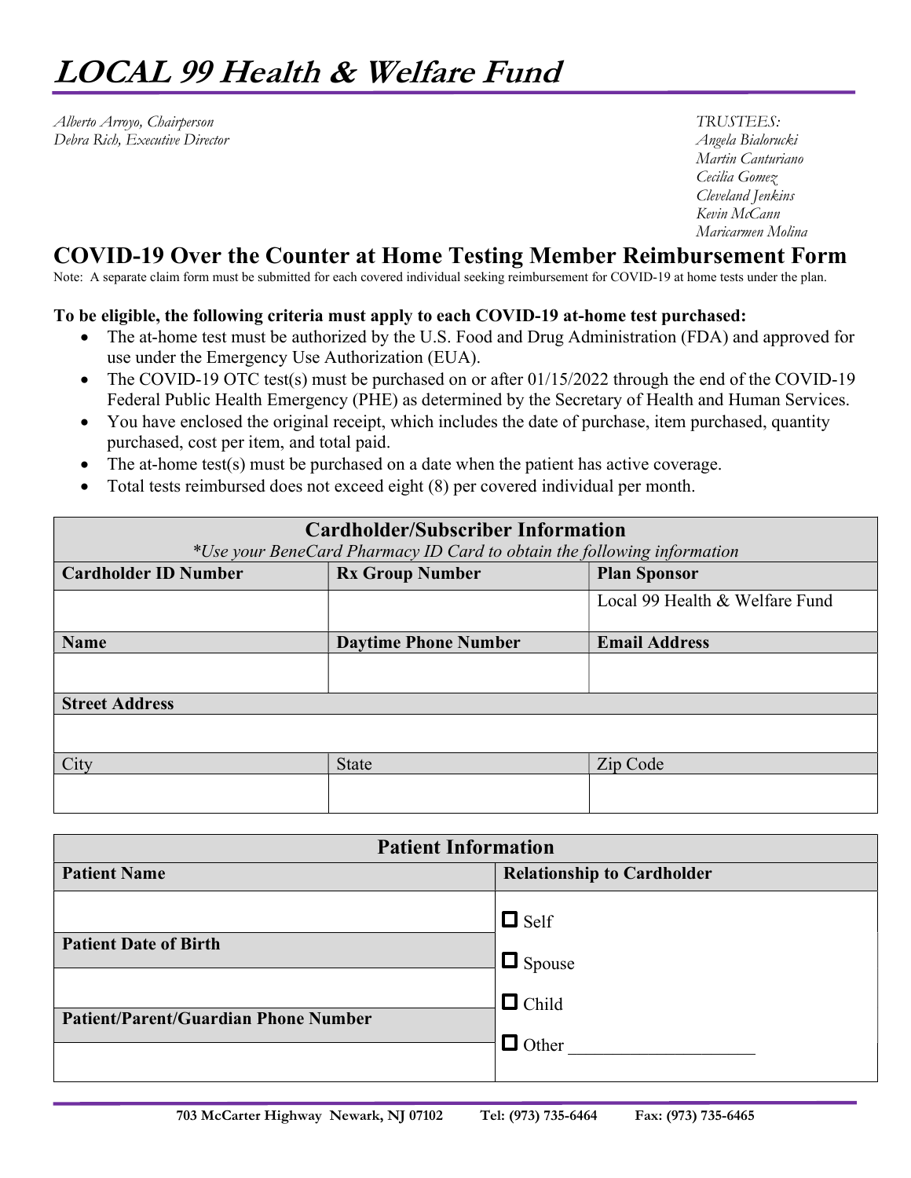# *LOCAL 99 Health & Welfare Fund*

*Alberto Arroyo, Chairperson*
*Debra Rich, Executive Director*

*TRUSTEES:*
*Angela Bialorucki*
*Martin Canturiano*
*Cecilia Gomez*
*Cleveland Jenkins*
*Kevin McCann*
*Maricarmen Molina*

## COVID-19 Over the Counter at Home Testing Member Reimbursement Form

Note: A separate claim form must be submitted for each covered individual seeking reimbursement for COVID-19 at home tests under the plan.

**To be eligible, the following criteria must apply to each COVID-19 at-home test purchased:**

- The at-home test must be authorized by the U.S. Food and Drug Administration (FDA) and approved for use under the Emergency Use Authorization (EUA).
- The COVID-19 OTC test(s) must be purchased on or after 01/15/2022 through the end of the COVID-19 Federal Public Health Emergency (PHE) as determined by the Secretary of Health and Human Services.
- You have enclosed the original receipt, which includes the date of purchase, item purchased, quantity purchased, cost per item, and total paid.
- The at-home test(s) must be purchased on a date when the patient has active coverage.
- Total tests reimbursed does not exceed eight (8) per covered individual per month.

| **Cardholder/Subscriber Information** *\*Use your BeneCard Pharmacy ID Card to obtain the following information* | | |
|---|---|---|
| **Cardholder ID Number** | **Rx Group Number** | **Plan Sponsor** |
| | | Local 99 Health & Welfare Fund |
| **Name** | **Daytime Phone Number** | **Email Address** |
| | | |
| **Street Address** | | |
| | | |
| City | State | Zip Code |
| | | |

| **Patient Information** | |
|---|---|
| **Patient Name** | **Relationship to Cardholder** |
| | ☐ Self |
| **Patient Date of Birth** | ☐ Spouse |
| | ☐ Child |
| **Patient/Parent/Guardian Phone Number** | ☐ Other ____________________ |
| | |

**703 McCarter Highway Newark, NJ 07102 Tel: (973) 735-6464 Fax: (973) 735-6465**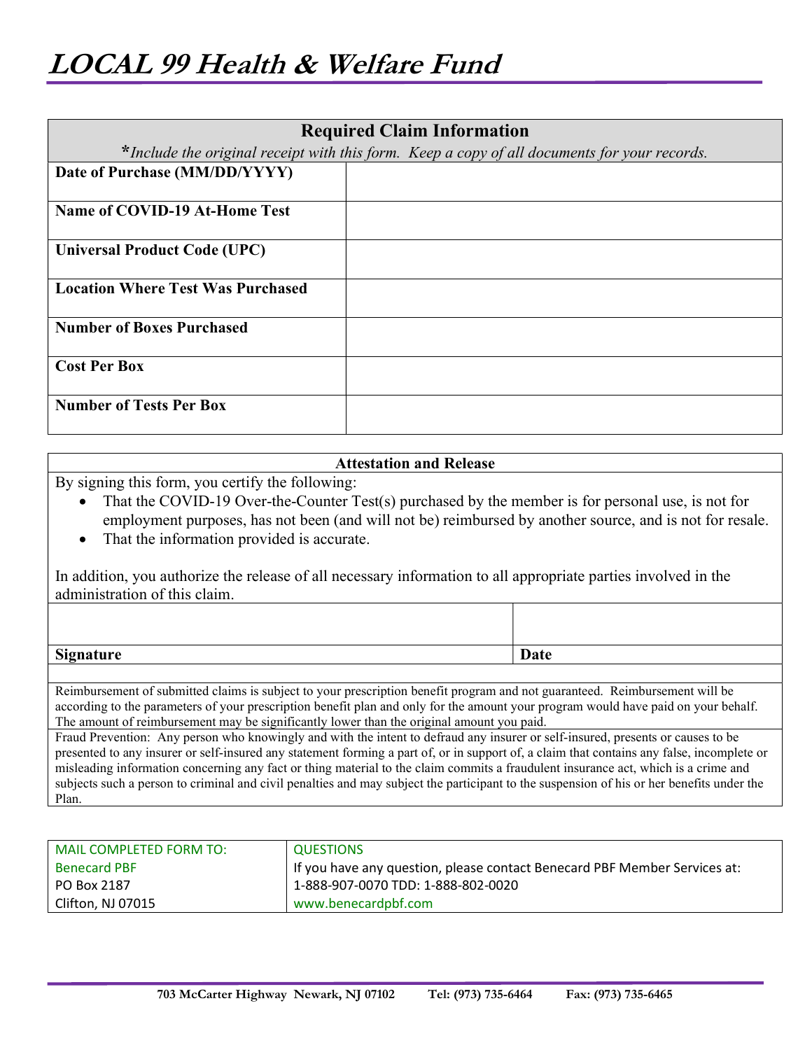# LOCAL 99 Health & Welfare Fund

| Required Claim Information | |
|---|---|
| **\*Include the original receipt with this form. Keep a copy of all documents for your records.** | |
| **Date of Purchase (MM/DD/YYYY)** | |
| **Name of COVID-19 At-Home Test** | |
| **Universal Product Code (UPC)** | |
| **Location Where Test Was Purchased** | |
| **Number of Boxes Purchased** | |
| **Cost Per Box** | |
| **Number of Tests Per Box** | |

**Attestation and Release**

By signing this form, you certify the following:

- That the COVID-19 Over-the-Counter Test(s) purchased by the member is for personal use, is not for employment purposes, has not been (and will not be) reimbursed by another source, and is not for resale.
- That the information provided is accurate.

In addition, you authorize the release of all necessary information to all appropriate parties involved in the administration of this claim.

| | |
|---|---|
| | |
| **Signature** | **Date** |

Reimbursement of submitted claims is subject to your prescription benefit program and not guaranteed. Reimbursement will be according to the parameters of your prescription benefit plan and only for the amount your program would have paid on your behalf. The amount of reimbursement may be significantly lower than the original amount you paid.

Fraud Prevention: Any person who knowingly and with the intent to defraud any insurer or self-insured, presents or causes to be presented to any insurer or self-insured any statement forming a part of, or in support of, a claim that contains any false, incomplete or misleading information concerning any fact or thing material to the claim commits a fraudulent insurance act, which is a crime and subjects such a person to criminal and civil penalties and may subject the participant to the suspension of his or her benefits under the Plan.

| MAIL COMPLETED FORM TO: | QUESTIONS |
|---|---|
| Benecard PBF | If you have any question, please contact Benecard PBF Member Services at: |
| PO Box 2187 | 1-888-907-0070 TDD: 1-888-802-0020 |
| Clifton, NJ 07015 | www.benecardpbf.com |

703 McCarter Highway Newark, NJ 07102 Tel: (973) 735-6464 Fax: (973) 735-6465